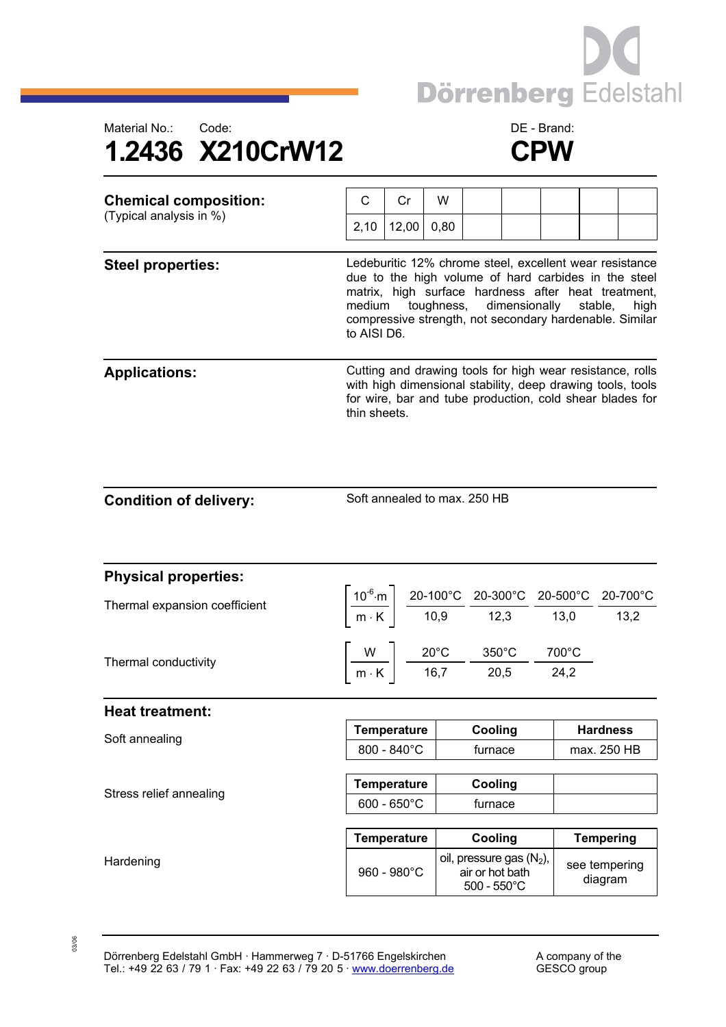Dörrenberg Edelstahl

Material No.: 1.2436

Code: X210CrW12

DE - Brand: CPW

# 1.2436 X210CrW12 — CPW

## Chemical composition:

(Typical analysis in %)

| C | Cr | W |
|---|---|---|
| 2,10 | 12,00 | 0,80 |

## Steel properties:

Ledeburitic 12% chrome steel, excellent wear resistance due to the high volume of hard carbides in the steel matrix, high surface hardness after heat treatment, medium toughness, dimensionally stable, high compressive strength, not secondary hardenable. Similar to AISI D6.

## Applications:

Cutting and drawing tools for high wear resistance, rolls with high dimensional stability, deep drawing tools, tools for wire, bar and tube production, cold shear blades for thin sheets.

## Condition of delivery:

Soft annealed to max. 250 HB

## Physical properties:

Thermal expansion coefficient $\left[\frac{10^{-6} \cdot m}{m \cdot K}\right]$

| 20-100°C | 20-300°C | 20-500°C | 20-700°C |
|---|---|---|---|
| 10,9 | 12,3 | 13,0 | 13,2 |

Thermal conductivity $\left[\frac{W}{m \cdot K}\right]$

| 20°C | 350°C | 700°C |
|---|---|---|
| 16,7 | 20,5 | 24,2 |

## Heat treatment:

Soft annealing

| Temperature | Cooling | Hardness |
|---|---|---|
| 800 - 840°C | furnace | max. 250 HB |

Stress relief annealing

| Temperature | Cooling | |
|---|---|---|
| 600 - 650°C | furnace | |

Hardening

| Temperature | Cooling | Tempering |
|---|---|---|
| 960 - 980°C | oil, pressure gas ($N_2$), air or hot bath 500 - 550°C | see tempering diagram |

Dörrenberg Edelstahl GmbH · Hammerweg 7 · D-51766 Engelskirchen
Tel.: +49 22 63 / 79 1 · Fax: +49 22 63 / 79 20 5 · www.doerrenberg.de

A company of the GESCO group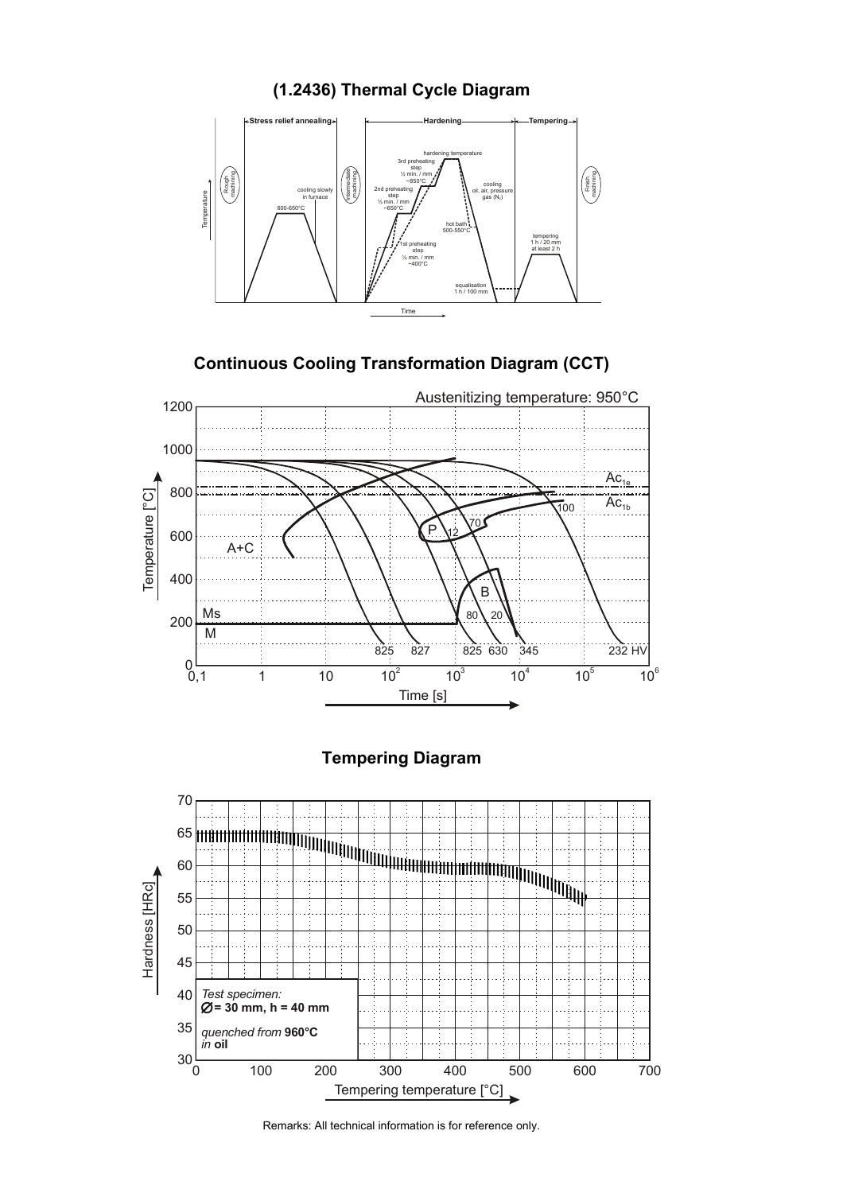## (1.2436) Thermal Cycle Diagram

Stress relief annealing

Hardening

Tempering

Rough machining

Intermediate machining

Finish machining

Temperature

Time

600-650°C

cooling slowly in furnace

hardening temperature

3rd preheating step ½ min. / mm ~850°C

2nd preheating step ½ min. / mm ~650°C

1st preheating step ½ min. / mm ~400°C

cooling oil, air, pressure gas ($N_2$)

hot bath 500-550°C

equalisation 1 h / 100 mm

tempering 1 h / 20 mm at least 2 h

## Continuous Cooling Transformation Diagram (CCT)

Austenitizing temperature: 950°C

Temperature [°C]

Time [s]

$Ac_{1e}$

$Ac_{1b}$

A+C

P

B

Ms

M

12

70

100

80

20

825 827 825 630 345 232 HV

0 200 400 600 800 1000 1200

0,1 1 10 $10^2$ $10^3$ $10^4$ $10^5$ $10^6$

## Tempering Diagram

Hardness [HRc]

Tempering temperature [°C]

30 35 40 45 50 55 60 65 70

0 100 200 300 400 500 600 700

*Test specimen:*
**Ø = 30 mm, h = 40 mm**

*quenched from* **960°C**
*in* **oil**

Remarks: All technical information is for reference only.